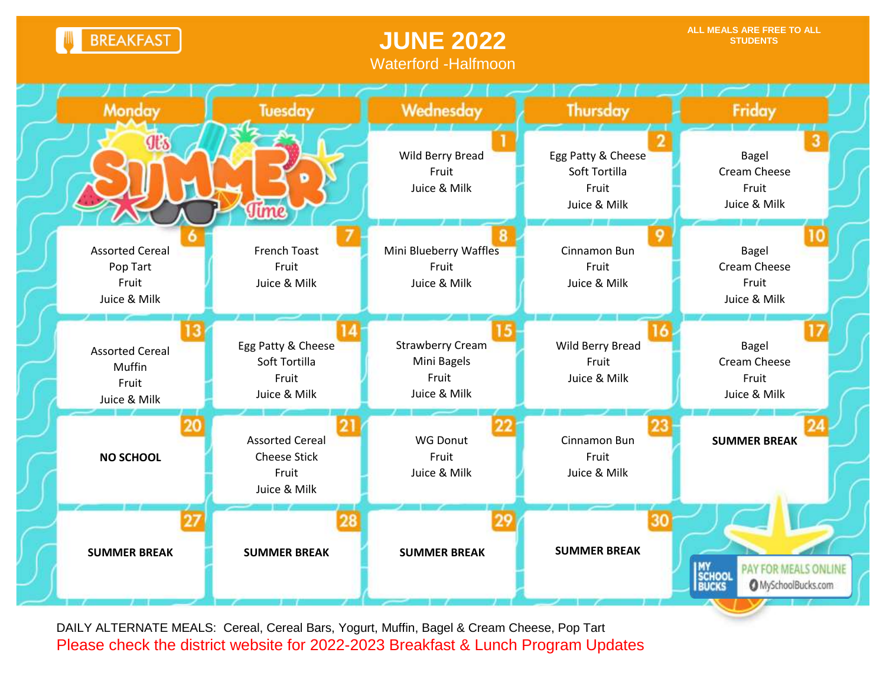# BREAKFAST

## JUNE 2022

Waterford -Halfmoon

ALL MEALS ARE FREE TO ALL STUDENTS

| Monday | Tuesday | Wednesday | Thursday | Friday |
|---|---|---|---|---|
| It's SUMMER Time | | 1<br>Wild Berry Bread<br>Fruit<br>Juice & Milk | 2<br>Egg Patty & Cheese<br>Soft Tortilla<br>Fruit<br>Juice & Milk | 3<br>Bagel<br>Cream Cheese<br>Fruit<br>Juice & Milk |
| 6<br>Assorted Cereal<br>Pop Tart<br>Fruit<br>Juice & Milk | 7<br>French Toast<br>Fruit<br>Juice & Milk | 8<br>Mini Blueberry Waffles<br>Fruit<br>Juice & Milk | 9<br>Cinnamon Bun<br>Fruit<br>Juice & Milk | 10<br>Bagel<br>Cream Cheese<br>Fruit<br>Juice & Milk |
| 13<br>Assorted Cereal<br>Muffin<br>Fruit<br>Juice & Milk | 14<br>Egg Patty & Cheese<br>Soft Tortilla<br>Fruit<br>Juice & Milk | 15<br>Strawberry Cream<br>Mini Bagels<br>Fruit<br>Juice & Milk | 16<br>Wild Berry Bread<br>Fruit<br>Juice & Milk | 17<br>Bagel<br>Cream Cheese<br>Fruit<br>Juice & Milk |
| 20<br>**NO SCHOOL** | 21<br>Assorted Cereal<br>Cheese Stick<br>Fruit<br>Juice & Milk | 22<br>WG Donut<br>Fruit<br>Juice & Milk | 23<br>Cinnamon Bun<br>Fruit<br>Juice & Milk | 24<br>**SUMMER BREAK** |
| 27<br>**SUMMER BREAK** | 28<br>**SUMMER BREAK** | 29<br>**SUMMER BREAK** | 30<br>**SUMMER BREAK** | MY SCHOOL BUCKS<br>PAY FOR MEALS ONLINE<br>MySchoolBucks.com |

DAILY ALTERNATE MEALS: Cereal, Cereal Bars, Yogurt, Muffin, Bagel & Cream Cheese, Pop Tart

Please check the district website for 2022-2023 Breakfast & Lunch Program Updates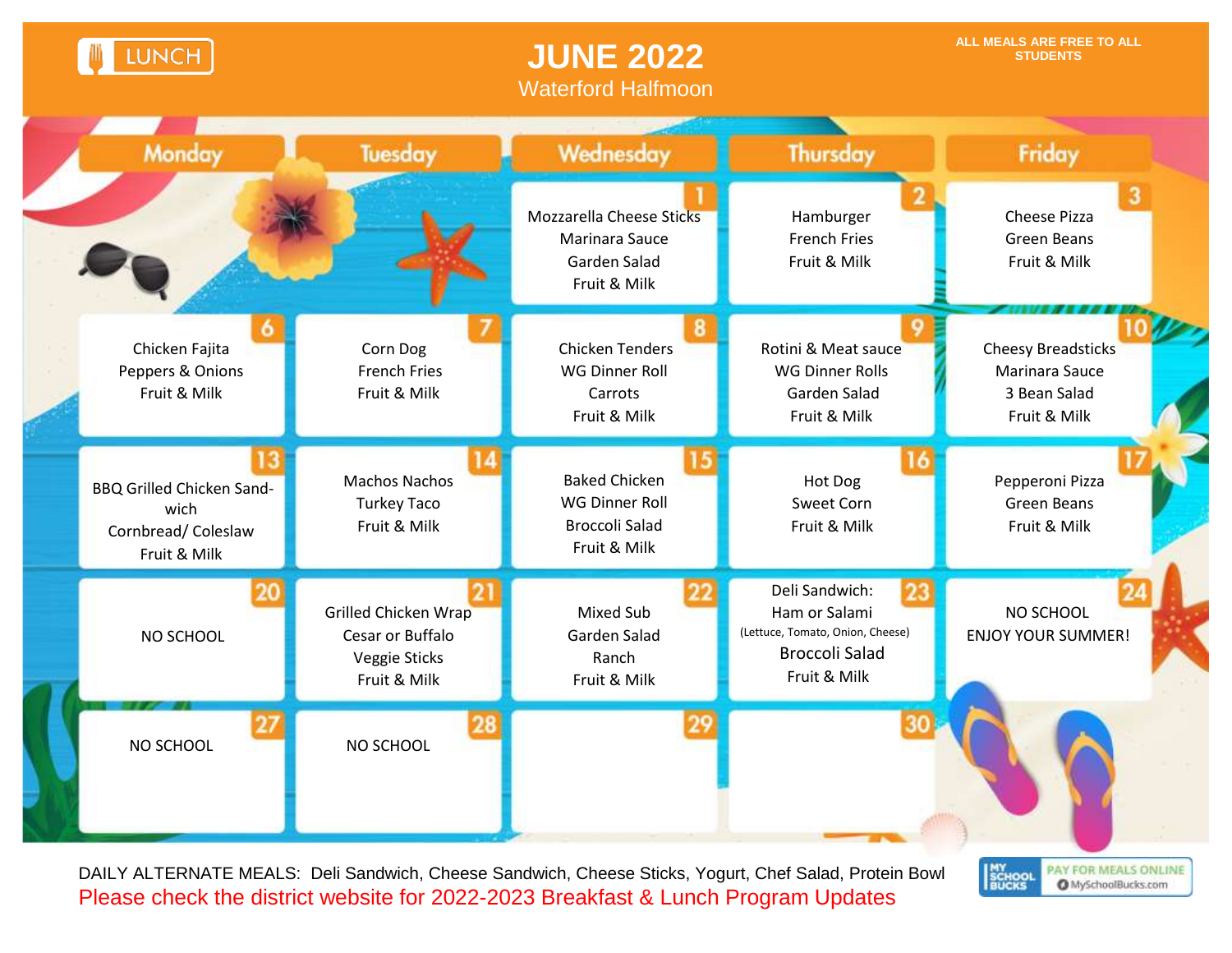LUNCH

# JUNE 2022

Waterford Halfmoon

ALL MEALS ARE FREE TO ALL STUDENTS

| Monday | Tuesday | Wednesday | Thursday | Friday |
|---|---|---|---|---|
| | | 1 Mozzarella Cheese Sticks Marinara Sauce Garden Salad Fruit & Milk | 2 Hamburger French Fries Fruit & Milk | 3 Cheese Pizza Green Beans Fruit & Milk |
| 6 Chicken Fajita Peppers & Onions Fruit & Milk | 7 Corn Dog French Fries Fruit & Milk | 8 Chicken Tenders WG Dinner Roll Carrots Fruit & Milk | 9 Rotini & Meat sauce WG Dinner Rolls Garden Salad Fruit & Milk | 10 Cheesy Breadsticks Marinara Sauce 3 Bean Salad Fruit & Milk |
| 13 BBQ Grilled Chicken Sand-wich Cornbread/ Coleslaw Fruit & Milk | 14 Machos Nachos Turkey Taco Fruit & Milk | 15 Baked Chicken WG Dinner Roll Broccoli Salad Fruit & Milk | 16 Hot Dog Sweet Corn Fruit & Milk | 17 Pepperoni Pizza Green Beans Fruit & Milk |
| 20 NO SCHOOL | 21 Grilled Chicken Wrap Cesar or Buffalo Veggie Sticks Fruit & Milk | 22 Mixed Sub Garden Salad Ranch Fruit & Milk | 23 Deli Sandwich: Ham or Salami (Lettuce, Tomato, Onion, Cheese) Broccoli Salad Fruit & Milk | 24 NO SCHOOL ENJOY YOUR SUMMER! |
| 27 NO SCHOOL | 28 NO SCHOOL | 29 | 30 | |

DAILY ALTERNATE MEALS: Deli Sandwich, Cheese Sandwich, Cheese Sticks, Yogurt, Chef Salad, Protein Bowl

Please check the district website for 2022-2023 Breakfast & Lunch Program Updates

MY SCHOOL BUCKS — PAY FOR MEALS ONLINE — MySchoolBucks.com